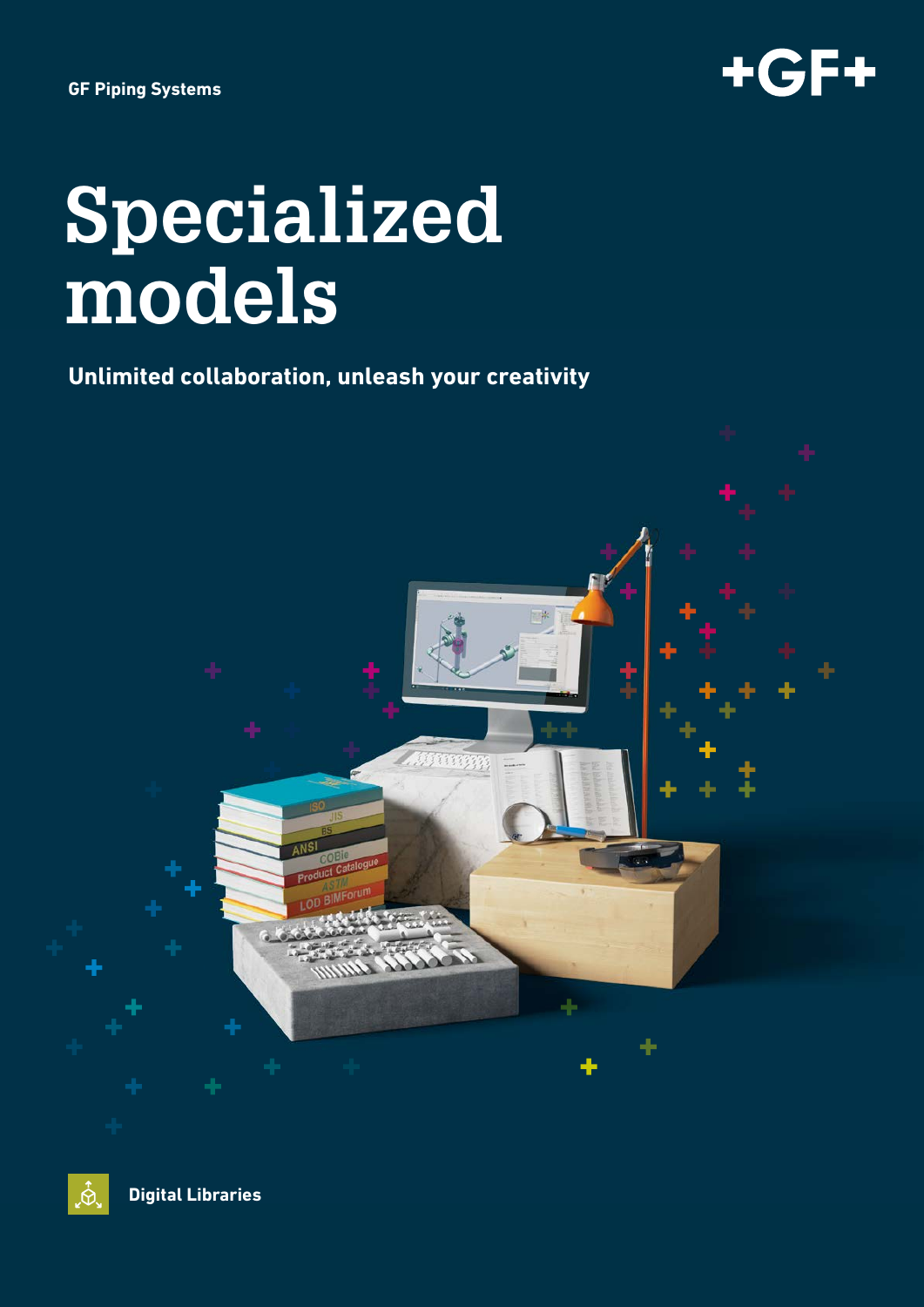GF Piping Systems

+GF+

# Specialized models

**Unlimited collaboration, unleash your creativity**

**Digital Libraries**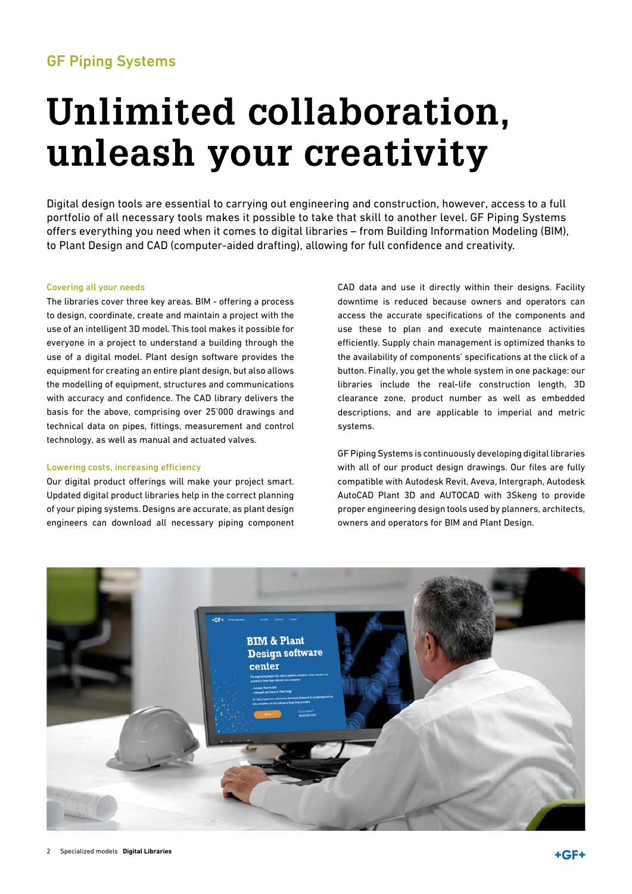GF Piping Systems

# Unlimited collaboration, unleash your creativity

Digital design tools are essential to carrying out engineering and construction, however, access to a full portfolio of all necessary tools makes it possible to take that skill to another level. GF Piping Systems offers everything you need when it comes to digital libraries – from Building Information Modeling (BIM), to Plant Design and CAD (computer-aided drafting), allowing for full confidence and creativity.

### Covering all your needs

The libraries cover three key areas. BIM - offering a process to design, coordinate, create and maintain a project with the use of an intelligent 3D model. This tool makes it possible for everyone in a project to understand a building through the use of a digital model. Plant design software provides the equipment for creating an entire plant design, but also allows the modelling of equipment, structures and communications with accuracy and confidence. The CAD library delivers the basis for the above, comprising over 25'000 drawings and technical data on pipes, fittings, measurement and control technology, as well as manual and actuated valves.

### Lowering costs, increasing efficiency

Our digital product offerings will make your project smart. Updated digital product libraries help in the correct planning of your piping systems. Designs are accurate, as plant design engineers can download all necessary piping component CAD data and use it directly within their designs. Facility downtime is reduced because owners and operators can access the accurate specifications of the components and use these to plan and execute maintenance activities efficiently. Supply chain management is optimized thanks to the availability of components' specifications at the click of a button. Finally, you get the whole system in one package: our libraries include the real-life construction length, 3D clearance zone, product number as well as embedded descriptions, and are applicable to imperial and metric systems.

GF Piping Systems is continuously developing digital libraries with all of our product design drawings. Our files are fully compatible with Autodesk Revit, Aveva, Intergraph, Autodesk AutoCAD Plant 3D and AUTOCAD with 3Skeng to provide proper engineering design tools used by planners, architects, owners and operators for BIM and Plant Design.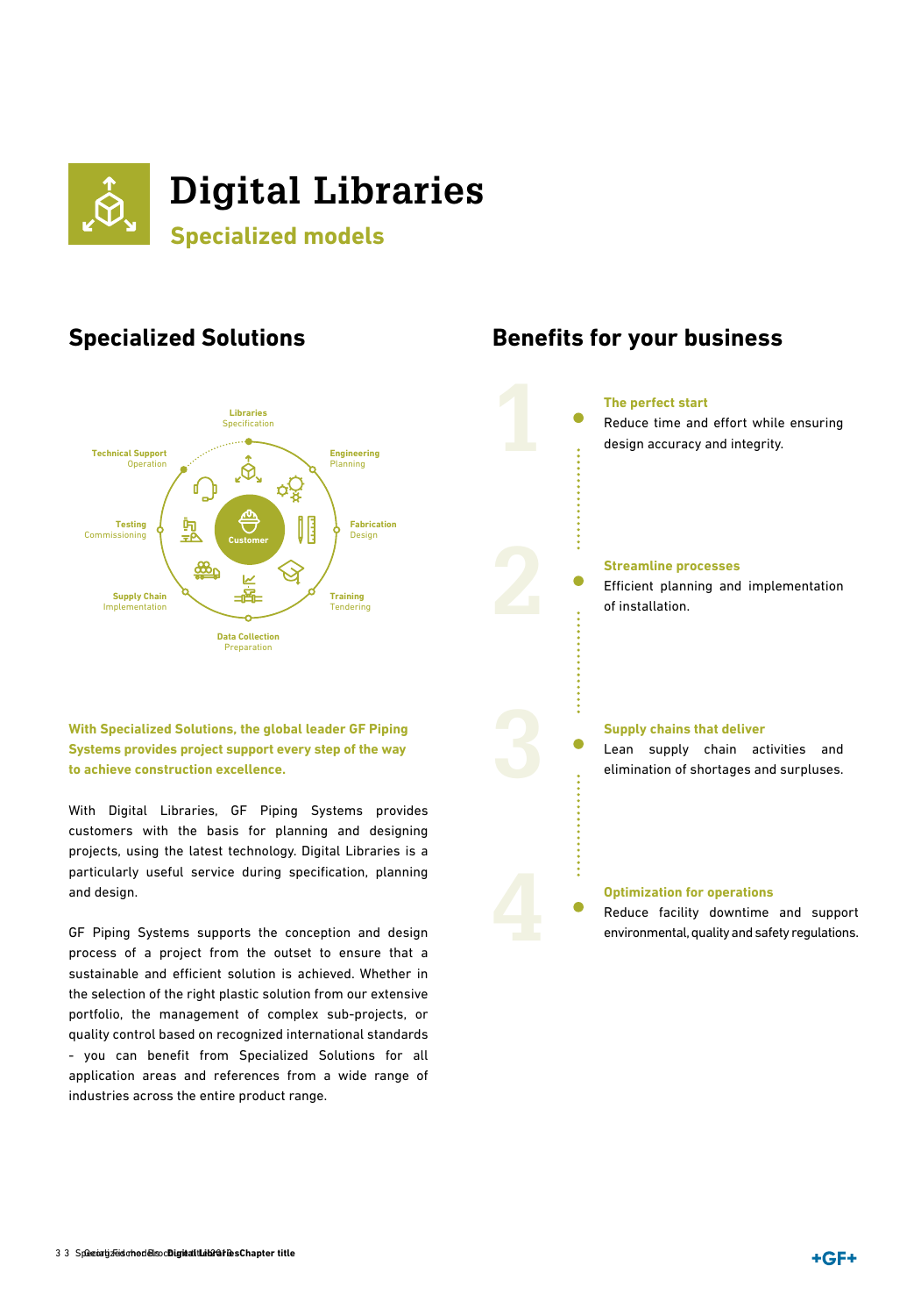# Digital Libraries

## Specialized models

## Specialized Solutions

Libraries
Specification

Engineering
Planning

Fabrication
Design

Training
Tendering

Data Collection
Preparation

Supply Chain
Implementation

Testing
Commissioning

Technical Support
Operation

Customer

**With Specialized Solutions, the global leader GF Piping Systems provides project support every step of the way to achieve construction excellence.**

With Digital Libraries, GF Piping Systems provides customers with the basis for planning and designing projects, using the latest technology. Digital Libraries is a particularly useful service during specification, planning and design.

GF Piping Systems supports the conception and design process of a project from the outset to ensure that a sustainable and efficient solution is achieved. Whether in the selection of the right plastic solution from our extensive portfolio, the management of complex sub-projects, or quality control based on recognized international standards - you can benefit from Specialized Solutions for all application areas and references from a wide range of industries across the entire product range.

## Benefits for your business

1. **The perfect start**
   Reduce time and effort while ensuring design accuracy and integrity.

2. **Streamline processes**
   Efficient planning and implementation of installation.

3. **Supply chains that deliver**
   Lean supply chain activities and elimination of shortages and surpluses.

4. **Optimization for operations**
   Reduce facility downtime and support environmental, quality and safety regulations.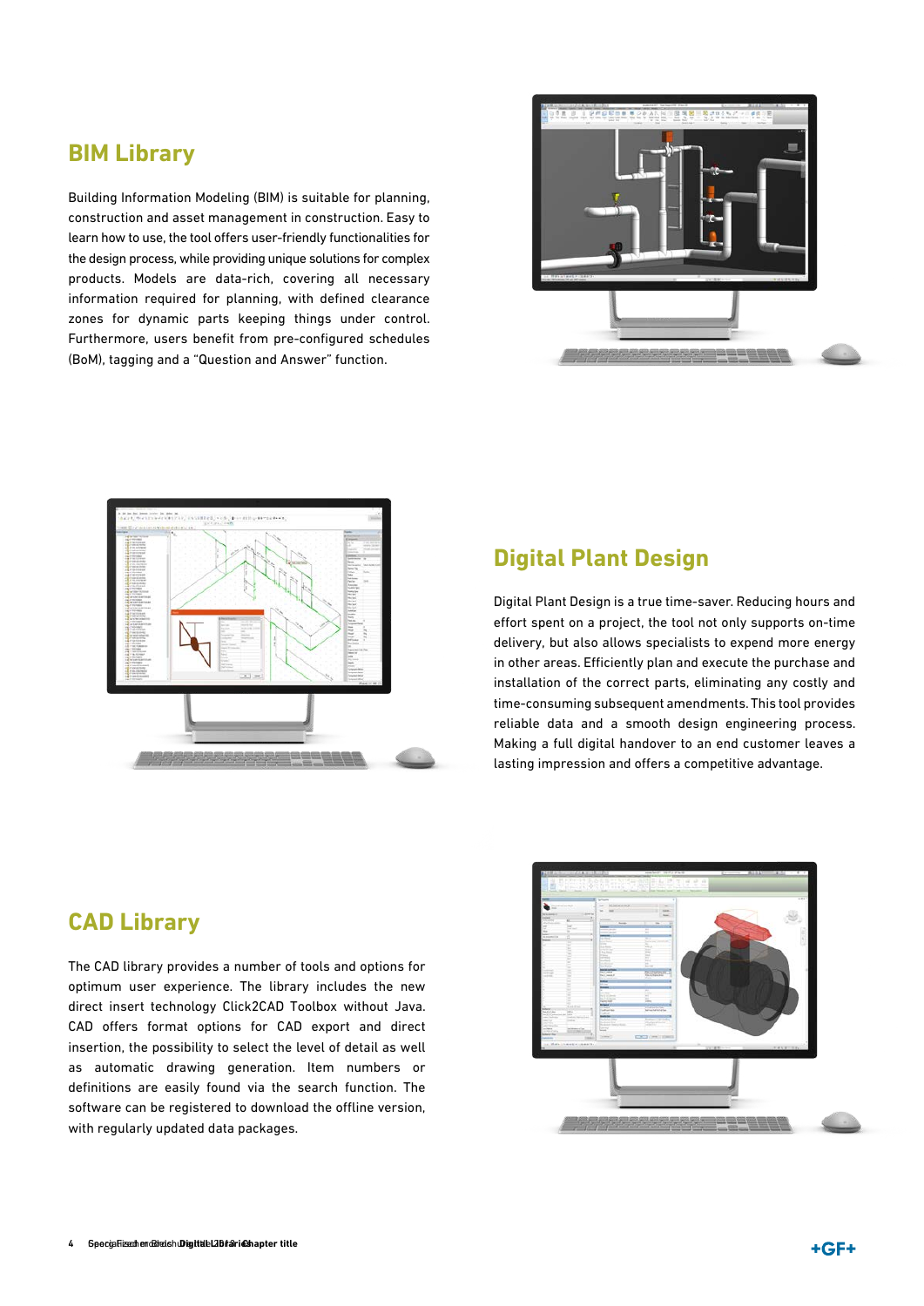## BIM Library

Building Information Modeling (BIM) is suitable for planning, construction and asset management in construction. Easy to learn how to use, the tool offers user-friendly functionalities for the design process, while providing unique solutions for complex products. Models are data-rich, covering all necessary information required for planning, with defined clearance zones for dynamic parts keeping things under control. Furthermore, users benefit from pre-configured schedules (BoM), tagging and a "Question and Answer" function.

## Digital Plant Design

Digital Plant Design is a true time-saver. Reducing hours and effort spent on a project, the tool not only supports on-time delivery, but also allows specialists to expend more energy in other areas. Efficiently plan and execute the purchase and installation of the correct parts, eliminating any costly and time-consuming subsequent amendments. This tool provides reliable data and a smooth design engineering process. Making a full digital handover to an end customer leaves a lasting impression and offers a competitive advantage.

## CAD Library

The CAD library provides a number of tools and options for optimum user experience. The library includes the new direct insert technology Click2CAD Toolbox without Java. CAD offers format options for CAD export and direct insertion, the possibility to select the level of detail as well as automatic drawing generation. Item numbers or definitions are easily found via the search function. The software can be registered to download the offline version, with regularly updated data packages.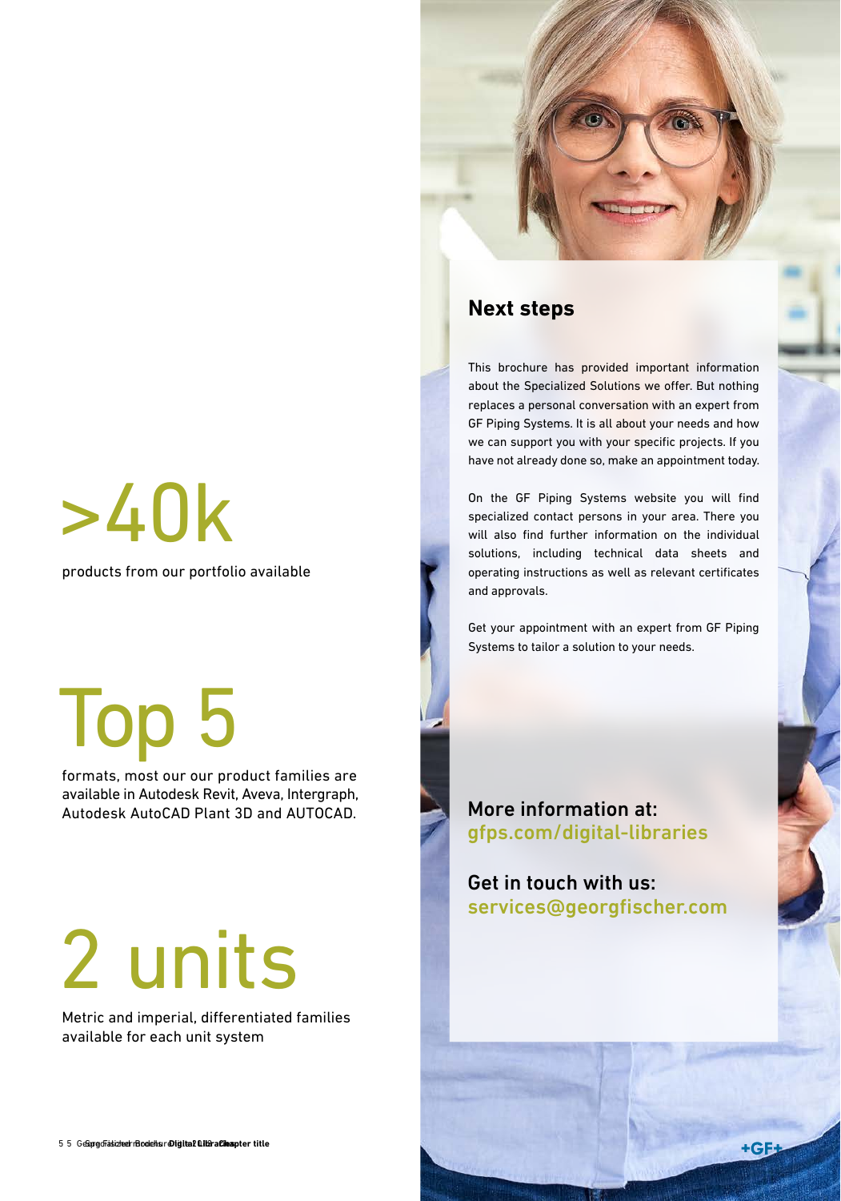# >40k

products from our portfolio available

# Top 5

formats, most our our product families are available in Autodesk Revit, Aveva, Intergraph, Autodesk AutoCAD Plant 3D and AUTOCAD.

# 2 units

Metric and imperial, differentiated families available for each unit system

## Next steps

This brochure has provided important information about the Specialized Solutions we offer. But nothing replaces a personal conversation with an expert from GF Piping Systems. It is all about your needs and how we can support you with your specific projects. If you have not already done so, make an appointment today.

On the GF Piping Systems website you will find specialized contact persons in your area. There you will also find further information on the individual solutions, including technical data sheets and operating instructions as well as relevant certificates and approvals.

Get your appointment with an expert from GF Piping Systems to tailor a solution to your needs.

**More information at:**
**gfps.com/digital-libraries**

**Get in touch with us:**
**services@georgfischer.com**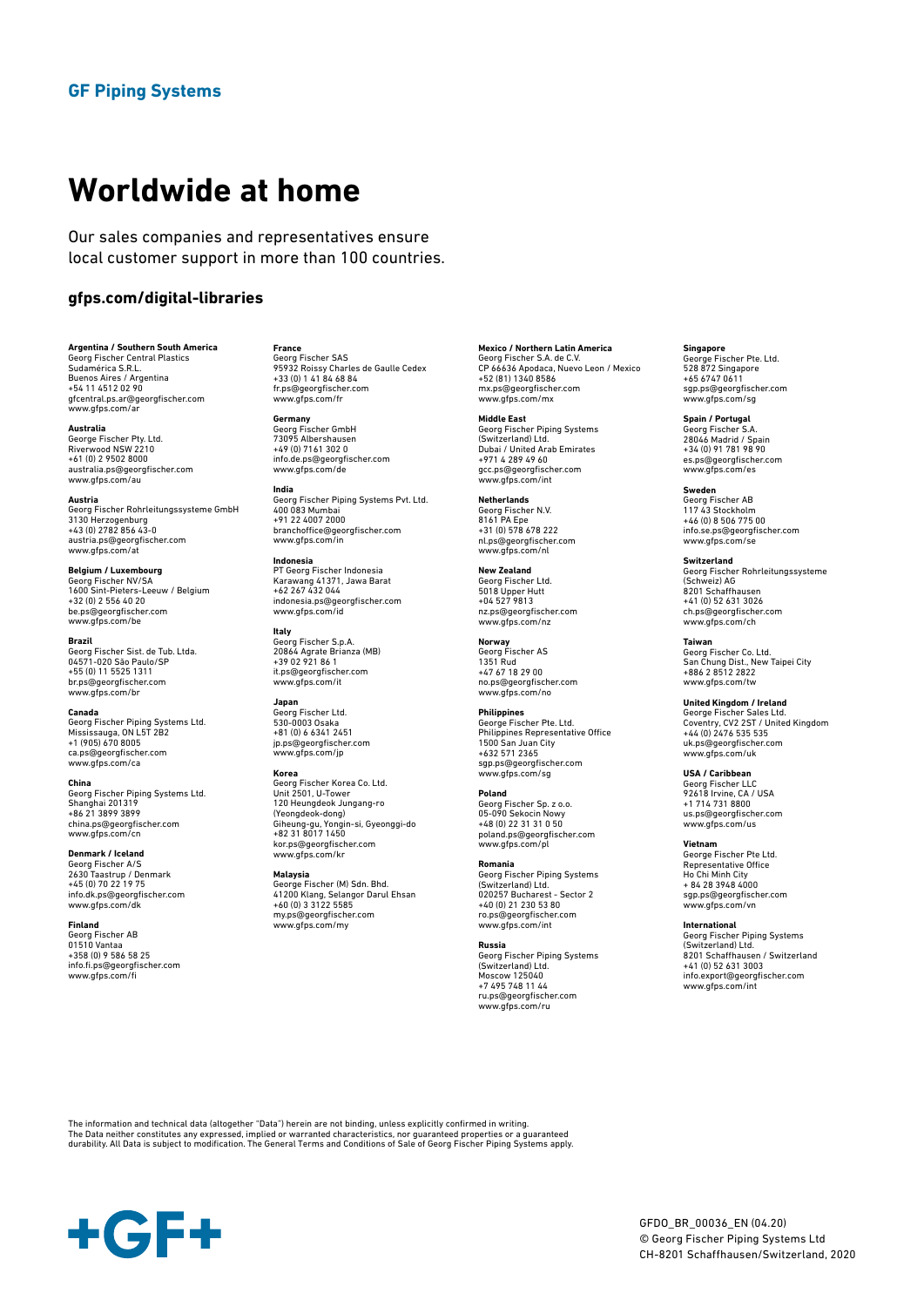**GF Piping Systems**

# Worldwide at home

Our sales companies and representatives ensure local customer support in more than 100 countries.

**gfps.com/digital-libraries**

**Argentina / Southern South America**
Georg Fischer Central Plastics
Sudamérica S.R.L.
Buenos Aires / Argentina
+54 11 4512 02 90
gfcentral.ps.ar@georgfischer.com
www.gfps.com/ar

**Australia**
George Fischer Pty. Ltd.
Riverwood NSW 2210
+61 (0) 2 9502 8000
australia.ps@georgfischer.com
www.gfps.com/au

**Austria**
Georg Fischer Rohrleitungssysteme GmbH
3130 Herzogenburg
+43 (0) 2782 856 43-0
austria.ps@georgfischer.com
www.gfps.com/at

**Belgium / Luxembourg**
Georg Fischer NV/SA
1600 Sint-Pieters-Leeuw / Belgium
+32 (0) 2 556 40 20
be.ps@georgfischer.com
www.gfps.com/be

**Brazil**
Georg Fischer Sist. de Tub. Ltda.
04571-020 São Paulo/SP
+55 (0) 11 5525 1311
br.ps@georgfischer.com
www.gfps.com/br

**Canada**
Georg Fischer Piping Systems Ltd.
Mississauga, ON L5T 2B2
+1 (905) 670 8005
ca.ps@georgfischer.com
www.gfps.com/ca

**China**
Georg Fischer Piping Systems Ltd.
Shanghai 201319
+86 21 3899 3899
china.ps@georgfischer.com
www.gfps.com/cn

**Denmark / Iceland**
Georg Fischer A/S
2630 Taastrup / Denmark
+45 (0) 70 22 19 75
info.dk.ps@georgfischer.com
www.gfps.com/dk

**Finland**
Georg Fischer AB
01510 Vantaa
+358 (0) 9 586 58 25
info.fi.ps@georgfischer.com
www.gfps.com/fi

**France**
Georg Fischer SAS
95932 Roissy Charles de Gaulle Cedex
+33 (0) 1 41 84 68 84
fr.ps@georgfischer.com
www.gfps.com/fr

**Germany**
Georg Fischer GmbH
73095 Albershausen
+49 (0) 7161 302 0
info.de.ps@georgfischer.com
www.gfps.com/de

**India**
Georg Fischer Piping Systems Pvt. Ltd.
400 083 Mumbai
+91 22 4007 2000
branchoffice@georgfischer.com
www.gfps.com/in

**Indonesia**
PT Georg Fischer Indonesia
Karawang 41371, Jawa Barat
+62 267 432 044
indonesia.ps@georgfischer.com
www.gfps.com/id

**Italy**
Georg Fischer S.p.A.
20864 Agrate Brianza (MB)
+39 02 921 86 1
it.ps@georgfischer.com
www.gfps.com/it

**Japan**
Georg Fischer Ltd.
530-0003 Osaka
+81 (0) 6 6341 2451
jp.ps@georgfischer.com
www.gfps.com/jp

**Korea**
Georg Fischer Korea Co. Ltd.
Unit 2501, U-Tower
120 Heungdeok Jungang-ro
(Yeongdeok-dong)
Giheung-gu, Yongin-si, Gyeonggi-do
+82 31 8017 1450
kor.ps@georgfischer.com
www.gfps.com/kr

**Malaysia**
George Fischer (M) Sdn. Bhd.
41200 Klang, Selangor Darul Ehsan
+60 (0) 3 3122 5585
my.ps@georgfischer.com
www.gfps.com/my

**Mexico / Northern Latin America**
Georg Fischer S.A. de C.V.
CP 66636 Apodaca, Nuevo Leon / Mexico
+52 (81) 1340 8586
mx.ps@georgfischer.com
www.gfps.com/mx

**Middle East**
Georg Fischer Piping Systems
(Switzerland) Ltd.
Dubai / United Arab Emirates
+971 4 289 49 60
gcc.ps@georgfischer.com
www.gfps.com/int

**Netherlands**
Georg Fischer N.V.
8161 PA Epe
+31 (0) 578 678 222
nl.ps@georgfischer.com
www.gfps.com/nl

**New Zealand**
Georg Fischer Ltd.
5018 Upper Hutt
+04 527 9813
nz.ps@georgfischer.com
www.gfps.com/nz

**Norway**
Georg Fischer AS
1351 Rud
+47 67 18 29 00
no.ps@georgfischer.com
www.gfps.com/no

**Philippines**
George Fischer Pte. Ltd.
Philippines Representative Office
1500 San Juan City
+632 571 2365
sgp.ps@georgfischer.com
www.gfps.com/sg

**Poland**
Georg Fischer Sp. z o.o.
05-090 Sekocin Nowy
+48 (0) 22 31 31 0 50
poland.ps@georgfischer.com
www.gfps.com/pl

**Romania**
Georg Fischer Piping Systems
(Switzerland) Ltd.
020257 Bucharest - Sector 2
+40 (0) 21 230 53 80
ro.ps@georgfischer.com
www.gfps.com/int

**Russia**
Georg Fischer Piping Systems
(Switzerland) Ltd.
Moscow 125040
+7 495 748 11 44
ru.ps@georgfischer.com
www.gfps.com/ru

**Singapore**
George Fischer Pte. Ltd.
528 872 Singapore
+65 6747 0611
sgp.ps@georgfischer.com
www.gfps.com/sg

**Spain / Portugal**
Georg Fischer S.A.
28046 Madrid / Spain
+34 (0) 91 781 98 90
es.ps@georgfischer.com
www.gfps.com/es

**Sweden**
Georg Fischer AB
117 43 Stockholm
+46 (0) 8 506 775 00
info.se.ps@georgfischer.com
www.gfps.com/se

**Switzerland**
Georg Fischer Rohrleitungssysteme
(Schweiz) AG
8201 Schaffhausen
+41 (0) 52 631 3026
ch.ps@georgfischer.com
www.gfps.com/ch

**Taiwan**
Georg Fischer Co. Ltd.
San Chung Dist., New Taipei City
+886 2 8512 2822
www.gfps.com/tw

**United Kingdom / Ireland**
George Fischer Sales Ltd.
Coventry, CV2 2ST / United Kingdom
+44 (0) 2476 535 535
uk.ps@georgfischer.com
www.gfps.com/uk

**USA / Caribbean**
Georg Fischer LLC
92618 Irvine, CA / USA
+1 714 731 8800
us.ps@georgfischer.com
www.gfps.com/us

**Vietnam**
George Fischer Pte Ltd.
Representative Office
Ho Chi Minh City
+ 84 28 3948 4000
sgp.ps@georgfischer.com
www.gfps.com/vn

**International**
Georg Fischer Piping Systems
(Switzerland) Ltd.
8201 Schaffhausen / Switzerland
+41 (0) 52 631 3003
info.export@georgfischer.com
www.gfps.com/int

The information and technical data (altogether "Data") herein are not binding, unless explicitly confirmed in writing. The Data neither constitutes any expressed, implied or warranted characteristics, nor guaranteed properties or a guaranteed durability. All Data is subject to modification. The General Terms and Conditions of Sale of Georg Fischer Piping Systems apply.

+GF+

GFDO_BR_00036_EN (04.20)
© Georg Fischer Piping Systems Ltd
CH-8201 Schaffhausen/Switzerland, 2020